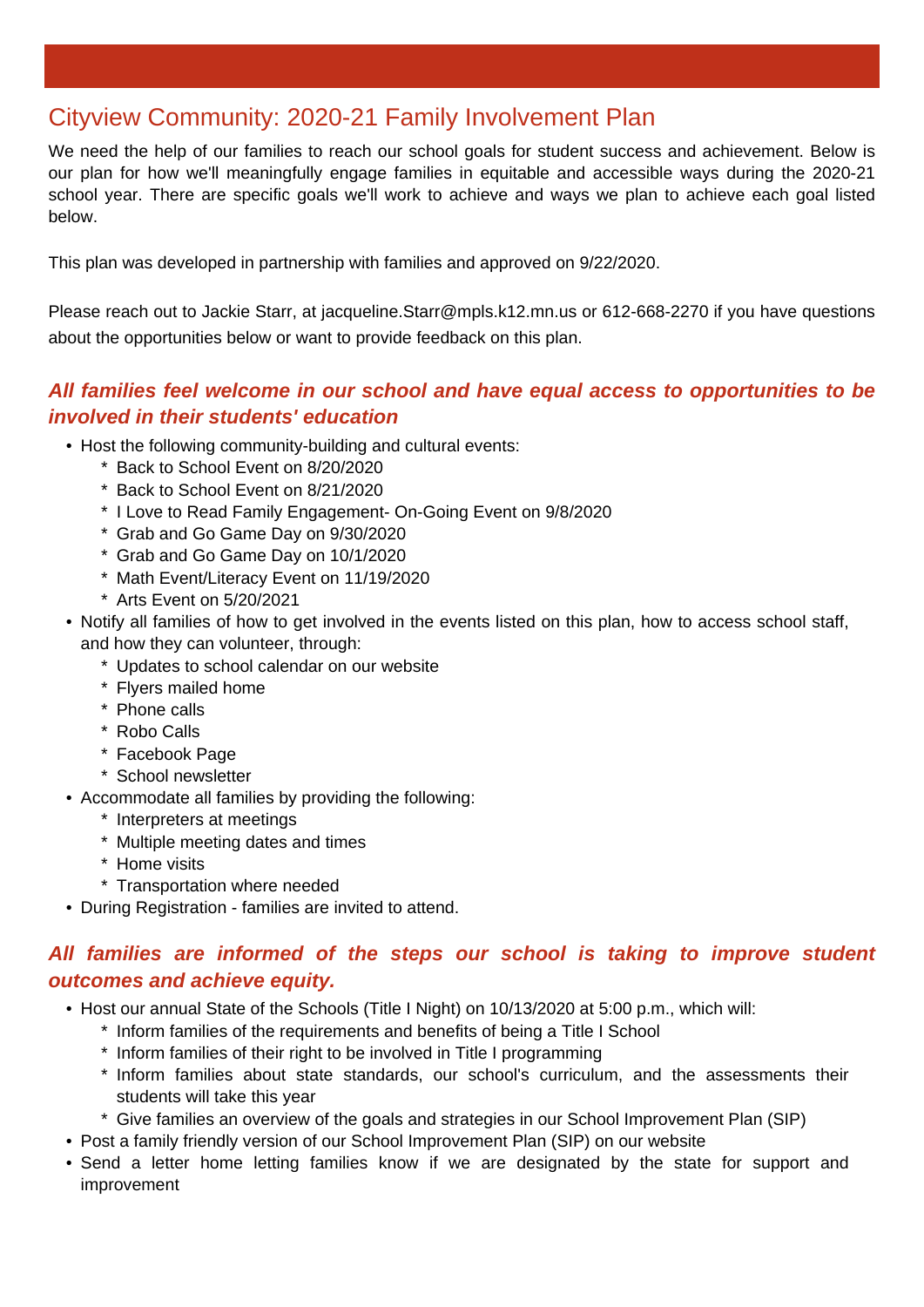# Cityview Community: 2020-21 Family Involvement Plan

We need the help of our families to reach our school goals for student success and achievement. Below is our plan for how we'll meaningfully engage families in equitable and accessible ways during the 2020-21 school year. There are specific goals we'll work to achieve and ways we plan to achieve each goal listed below.

This plan was developed in partnership with families and approved on 9/22/2020.

Please reach out to Jackie Starr, at jacqueline.Starr@mpls.k12.mn.us or 612-668-2270 if you have questions about the opportunities below or want to provide feedback on this plan.

## *All families feel welcome in our school and have equal access to opportunities to be involved in their students' education*

- Host the following community-building and cultural events:
  - Back to School Event on 8/20/2020
  - Back to School Event on 8/21/2020
  - I Love to Read Family Engagement- On-Going Event on 9/8/2020
  - Grab and Go Game Day on 9/30/2020
  - Grab and Go Game Day on 10/1/2020
  - Math Event/Literacy Event on 11/19/2020
  - Arts Event on 5/20/2021
- Notify all families of how to get involved in the events listed on this plan, how to access school staff, and how they can volunteer, through:
  - Updates to school calendar on our website
  - Flyers mailed home
  - Phone calls
  - Robo Calls
  - Facebook Page
  - School newsletter
- Accommodate all families by providing the following:
  - Interpreters at meetings
  - Multiple meeting dates and times
  - Home visits
  - Transportation where needed
- During Registration - families are invited to attend.

## *All families are informed of the steps our school is taking to improve student outcomes and achieve equity.*

- Host our annual State of the Schools (Title I Night) on 10/13/2020 at 5:00 p.m., which will:
  - Inform families of the requirements and benefits of being a Title I School
  - Inform families of their right to be involved in Title I programming
  - Inform families about state standards, our school's curriculum, and the assessments their students will take this year
  - Give families an overview of the goals and strategies in our School Improvement Plan (SIP)
- Post a family friendly version of our School Improvement Plan (SIP) on our website
- Send a letter home letting families know if we are designated by the state for support and improvement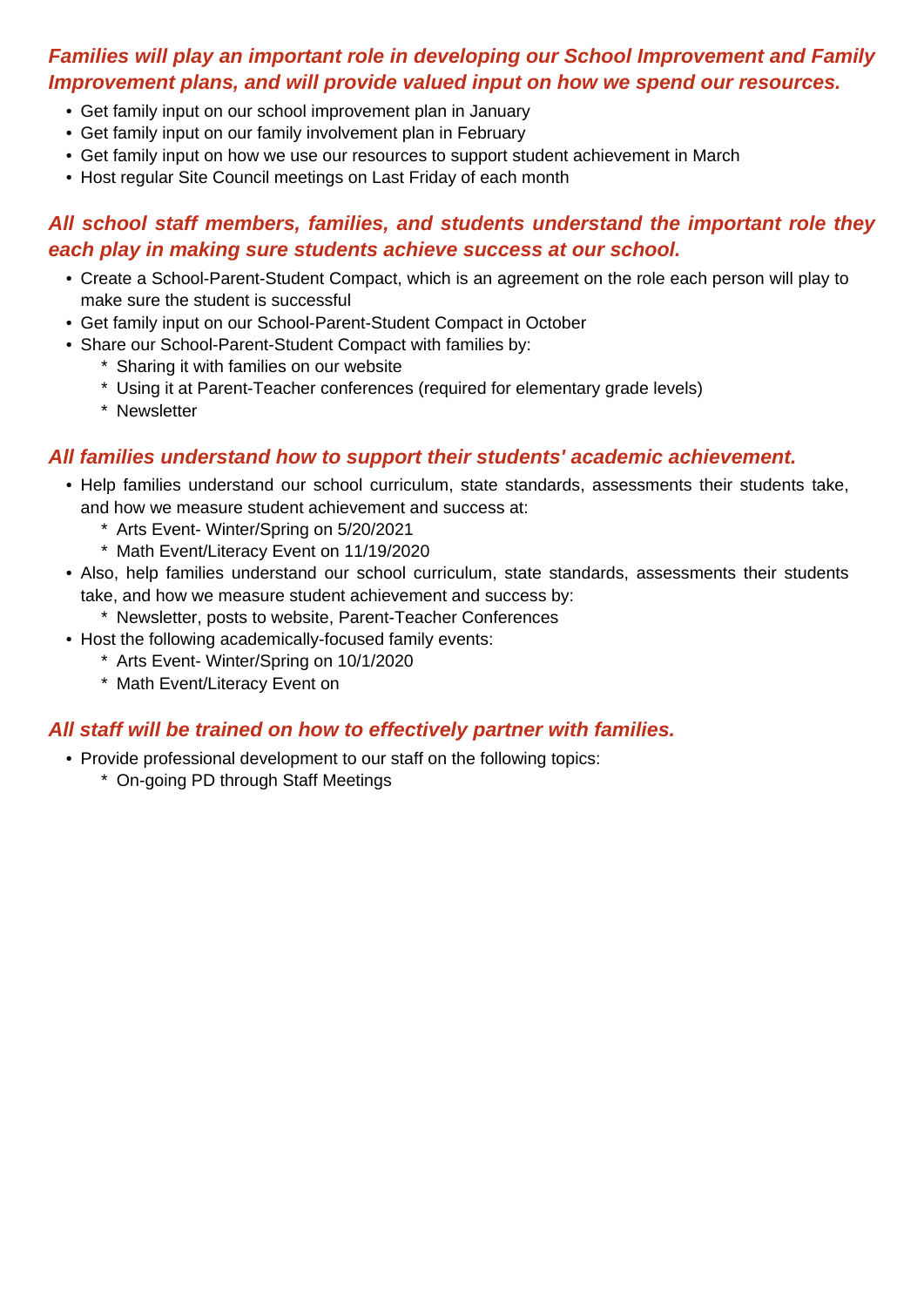### *Families will play an important role in developing our School Improvement and Family Improvement plans, and will provide valued input on how we spend our resources.*

- Get family input on our school improvement plan in January
- Get family input on our family involvement plan in February
- Get family input on how we use our resources to support student achievement in March
- Host regular Site Council meetings on Last Friday of each month

### *All school staff members, families, and students understand the important role they each play in making sure students achieve success at our school.*

- Create a School-Parent-Student Compact, which is an agreement on the role each person will play to make sure the student is successful
- Get family input on our School-Parent-Student Compact in October
- Share our School-Parent-Student Compact with families by:
  - \* Sharing it with families on our website
  - \* Using it at Parent-Teacher conferences (required for elementary grade levels)
  - \* Newsletter

### *All families understand how to support their students' academic achievement.*

- Help families understand our school curriculum, state standards, assessments their students take, and how we measure student achievement and success at:
  - \* Arts Event- Winter/Spring on 5/20/2021
  - \* Math Event/Literacy Event on 11/19/2020
- Also, help families understand our school curriculum, state standards, assessments their students take, and how we measure student achievement and success by:
  - \* Newsletter, posts to website, Parent-Teacher Conferences
- Host the following academically-focused family events:
  - \* Arts Event- Winter/Spring on 10/1/2020
  - \* Math Event/Literacy Event on

### *All staff will be trained on how to effectively partner with families.*

- Provide professional development to our staff on the following topics:
  - \* On-going PD through Staff Meetings